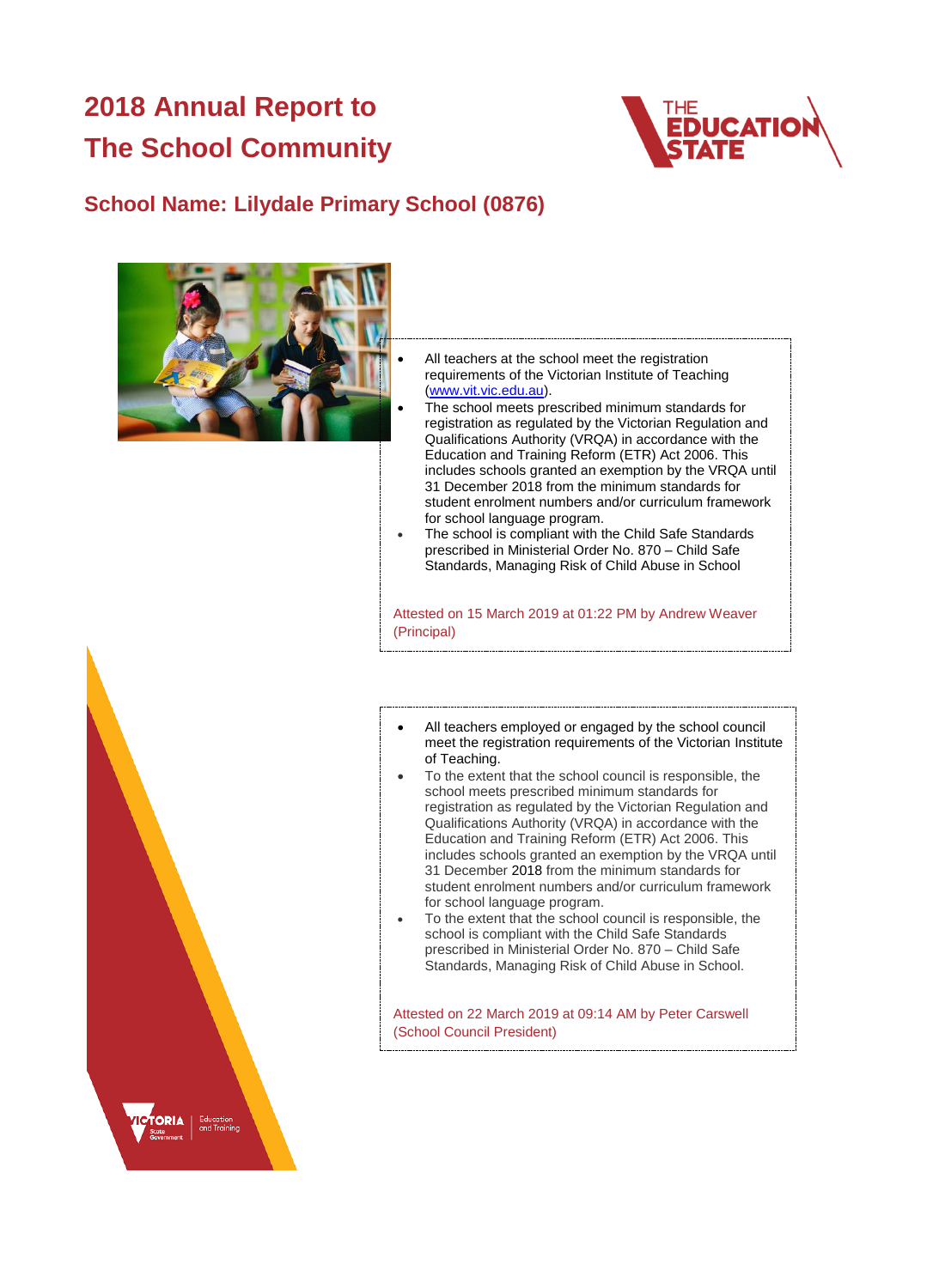# 2018 Annual Report to The School Community

## School Name: Lilydale Primary School (0876)

- All teachers at the school meet the registration requirements of the Victorian Institute of Teaching (www.vit.vic.edu.au).
- The school meets prescribed minimum standards for registration as regulated by the Victorian Regulation and Qualifications Authority (VRQA) in accordance with the Education and Training Reform (ETR) Act 2006. This includes schools granted an exemption by the VRQA until 31 December 2018 from the minimum standards for student enrolment numbers and/or curriculum framework for school language program.
- The school is compliant with the Child Safe Standards prescribed in Ministerial Order No. 870 – Child Safe Standards, Managing Risk of Child Abuse in School

Attested on 15 March 2019 at 01:22 PM by Andrew Weaver (Principal)

- All teachers employed or engaged by the school council meet the registration requirements of the Victorian Institute of Teaching.
- To the extent that the school council is responsible, the school meets prescribed minimum standards for registration as regulated by the Victorian Regulation and Qualifications Authority (VRQA) in accordance with the Education and Training Reform (ETR) Act 2006. This includes schools granted an exemption by the VRQA until 31 December 2018 from the minimum standards for student enrolment numbers and/or curriculum framework for school language program.
- To the extent that the school council is responsible, the school is compliant with the Child Safe Standards prescribed in Ministerial Order No. 870 – Child Safe Standards, Managing Risk of Child Abuse in School.

Attested on 22 March 2019 at 09:14 AM by Peter Carswell (School Council President)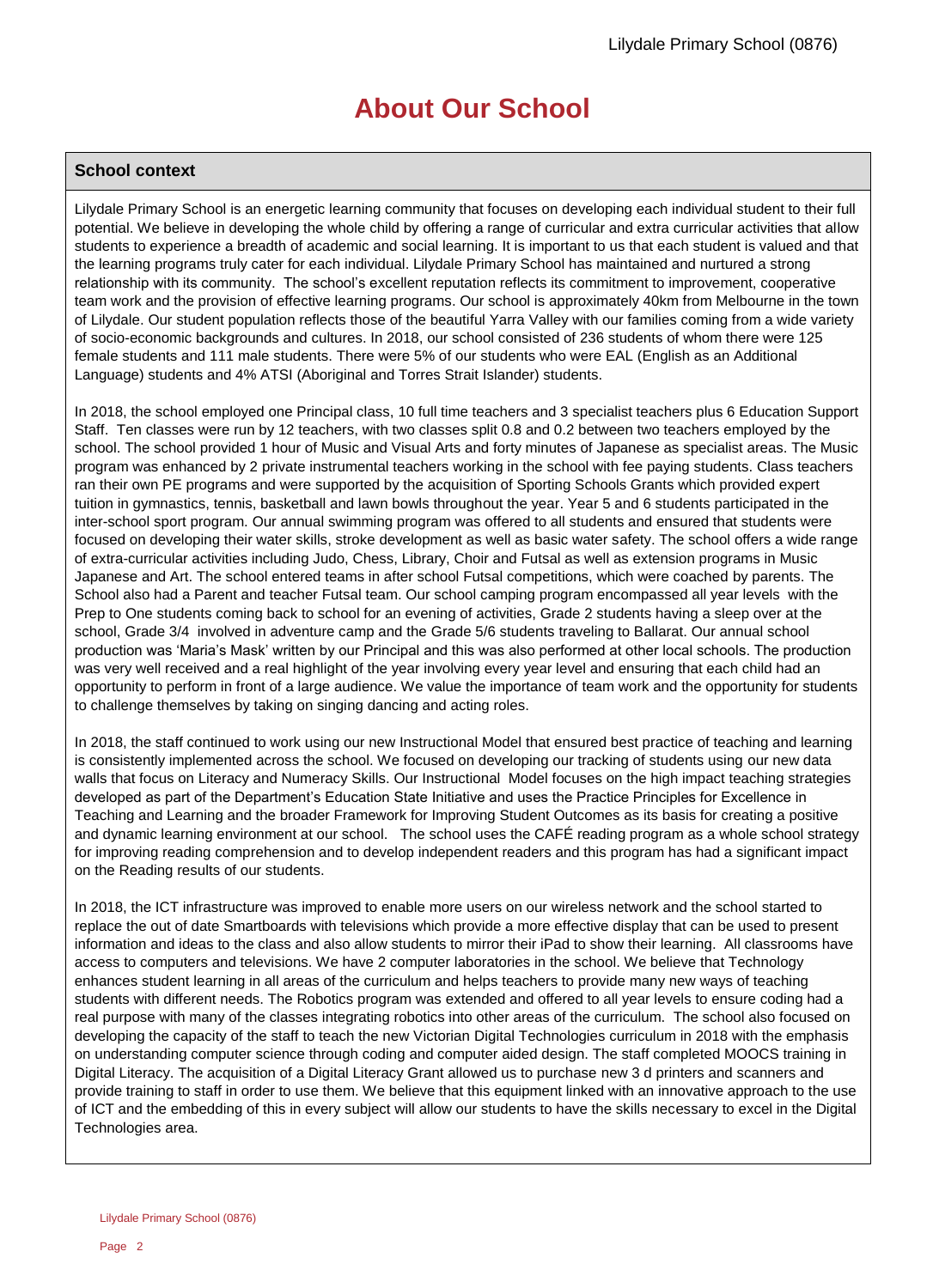# About Our School

## School context

Lilydale Primary School is an energetic learning community that focuses on developing each individual student to their full potential. We believe in developing the whole child by offering a range of curricular and extra curricular activities that allow students to experience a breadth of academic and social learning. It is important to us that each student is valued and that the learning programs truly cater for each individual. Lilydale Primary School has maintained and nurtured a strong relationship with its community. The school's excellent reputation reflects its commitment to improvement, cooperative team work and the provision of effective learning programs. Our school is approximately 40km from Melbourne in the town of Lilydale. Our student population reflects those of the beautiful Yarra Valley with our families coming from a wide variety of socio-economic backgrounds and cultures. In 2018, our school consisted of 236 students of whom there were 125 female students and 111 male students. There were 5% of our students who were EAL (English as an Additional Language) students and 4% ATSI (Aboriginal and Torres Strait Islander) students.

In 2018, the school employed one Principal class, 10 full time teachers and 3 specialist teachers plus 6 Education Support Staff. Ten classes were run by 12 teachers, with two classes split 0.8 and 0.2 between two teachers employed by the school. The school provided 1 hour of Music and Visual Arts and forty minutes of Japanese as specialist areas. The Music program was enhanced by 2 private instrumental teachers working in the school with fee paying students. Class teachers ran their own PE programs and were supported by the acquisition of Sporting Schools Grants which provided expert tuition in gymnastics, tennis, basketball and lawn bowls throughout the year. Year 5 and 6 students participated in the inter-school sport program. Our annual swimming program was offered to all students and ensured that students were focused on developing their water skills, stroke development as well as basic water safety. The school offers a wide range of extra-curricular activities including Judo, Chess, Library, Choir and Futsal as well as extension programs in Music Japanese and Art. The school entered teams in after school Futsal competitions, which were coached by parents. The School also had a Parent and teacher Futsal team. Our school camping program encompassed all year levels with the Prep to One students coming back to school for an evening of activities, Grade 2 students having a sleep over at the school, Grade 3/4 involved in adventure camp and the Grade 5/6 students traveling to Ballarat. Our annual school production was 'Maria's Mask' written by our Principal and this was also performed at other local schools. The production was very well received and a real highlight of the year involving every year level and ensuring that each child had an opportunity to perform in front of a large audience. We value the importance of team work and the opportunity for students to challenge themselves by taking on singing dancing and acting roles.

In 2018, the staff continued to work using our new Instructional Model that ensured best practice of teaching and learning is consistently implemented across the school. We focused on developing our tracking of students using our new data walls that focus on Literacy and Numeracy Skills. Our Instructional Model focuses on the high impact teaching strategies developed as part of the Department's Education State Initiative and uses the Practice Principles for Excellence in Teaching and Learning and the broader Framework for Improving Student Outcomes as its basis for creating a positive and dynamic learning environment at our school. The school uses the CAFÉ reading program as a whole school strategy for improving reading comprehension and to develop independent readers and this program has had a significant impact on the Reading results of our students.

In 2018, the ICT infrastructure was improved to enable more users on our wireless network and the school started to replace the out of date Smartboards with televisions which provide a more effective display that can be used to present information and ideas to the class and also allow students to mirror their iPad to show their learning. All classrooms have access to computers and televisions. We have 2 computer laboratories in the school. We believe that Technology enhances student learning in all areas of the curriculum and helps teachers to provide many new ways of teaching students with different needs. The Robotics program was extended and offered to all year levels to ensure coding had a real purpose with many of the classes integrating robotics into other areas of the curriculum. The school also focused on developing the capacity of the staff to teach the new Victorian Digital Technologies curriculum in 2018 with the emphasis on understanding computer science through coding and computer aided design. The staff completed MOOCS training in Digital Literacy. The acquisition of a Digital Literacy Grant allowed us to purchase new 3 d printers and scanners and provide training to staff in order to use them. We believe that this equipment linked with an innovative approach to the use of ICT and the embedding of this in every subject will allow our students to have the skills necessary to excel in the Digital Technologies area.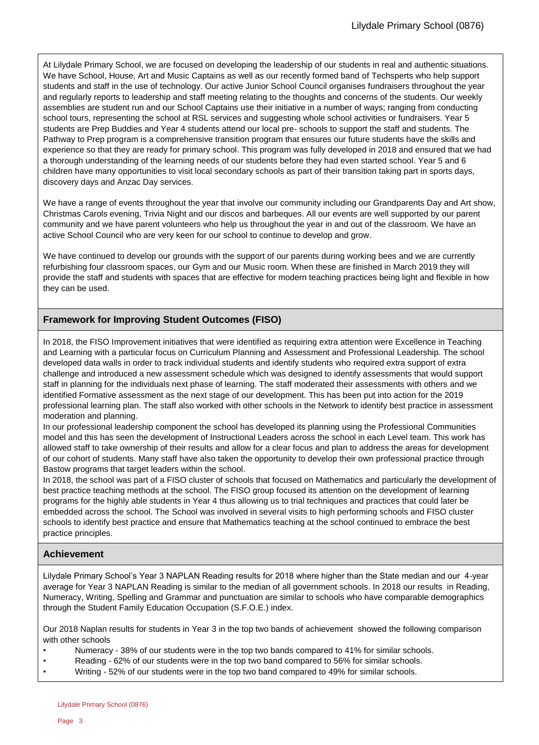At Lilydale Primary School, we are focused on developing the leadership of our students in real and authentic situations. We have School, House, Art and Music Captains as well as our recently formed band of Techsperts who help support students and staff in the use of technology. Our active Junior School Council organises fundraisers throughout the year and regularly reports to leadership and staff meeting relating to the thoughts and concerns of the students. Our weekly assemblies are student run and our School Captains use their initiative in a number of ways; ranging from conducting school tours, representing the school at RSL services and suggesting whole school activities or fundraisers. Year 5 students are Prep Buddies and Year 4 students attend our local pre- schools to support the staff and students. The Pathway to Prep program is a comprehensive transition program that ensures our future students have the skills and experience so that they are ready for primary school. This program was fully developed in 2018 and ensured that we had a thorough understanding of the learning needs of our students before they had even started school. Year 5 and 6 children have many opportunities to visit local secondary schools as part of their transition taking part in sports days, discovery days and Anzac Day services.

We have a range of events throughout the year that involve our community including our Grandparents Day and Art show, Christmas Carols evening, Trivia Night and our discos and barbeques. All our events are well supported by our parent community and we have parent volunteers who help us throughout the year in and out of the classroom. We have an active School Council who are very keen for our school to continue to develop and grow.

We have continued to develop our grounds with the support of our parents during working bees and we are currently refurbishing four classroom spaces, our Gym and our Music room. When these are finished in March 2019 they will provide the staff and students with spaces that are effective for modern teaching practices being light and flexible in how they can be used.

## Framework for Improving Student Outcomes (FISO)

In 2018, the FISO Improvement initiatives that were identified as requiring extra attention were Excellence in Teaching and Learning with a particular focus on Curriculum Planning and Assessment and Professional Leadership. The school developed data walls in order to track individual students and identify students who required extra support of extra challenge and introduced a new assessment schedule which was designed to identify assessments that would support staff in planning for the individuals next phase of learning. The staff moderated their assessments with others and we identified Formative assessment as the next stage of our development. This has been put into action for the 2019 professional learning plan. The staff also worked with other schools in the Network to identify best practice in assessment moderation and planning.

In our professional leadership component the school has developed its planning using the Professional Communities model and this has seen the development of Instructional Leaders across the school in each Level team. This work has allowed staff to take ownership of their results and allow for a clear focus and plan to address the areas for development of our cohort of students. Many staff have also taken the opportunity to develop their own professional practice through Bastow programs that target leaders within the school.

In 2018, the school was part of a FISO cluster of schools that focused on Mathematics and particularly the development of best practice teaching methods at the school. The FISO group focused its attention on the development of learning programs for the highly able students in Year 4 thus allowing us to trial techniques and practices that could later be embedded across the school. The School was involved in several visits to high performing schools and FISO cluster schools to identify best practice and ensure that Mathematics teaching at the school continued to embrace the best practice principles.

## Achievement

Lilydale Primary School's Year 3 NAPLAN Reading results for 2018 where higher than the State median and our 4-year average for Year 3 NAPLAN Reading is similar to the median of all government schools. In 2018 our results in Reading, Numeracy, Writing, Spelling and Grammar and punctuation are similar to schools who have comparable demographics through the Student Family Education Occupation (S.F.O.E.) index.

Our 2018 Naplan results for students in Year 3 in the top two bands of achievement showed the following comparison with other schools

- Numeracy - 38% of our students were in the top two bands compared to 41% for similar schools.
- Reading - 62% of our students were in the top two band compared to 56% for similar schools.
- Writing - 52% of our students were in the top two band compared to 49% for similar schools.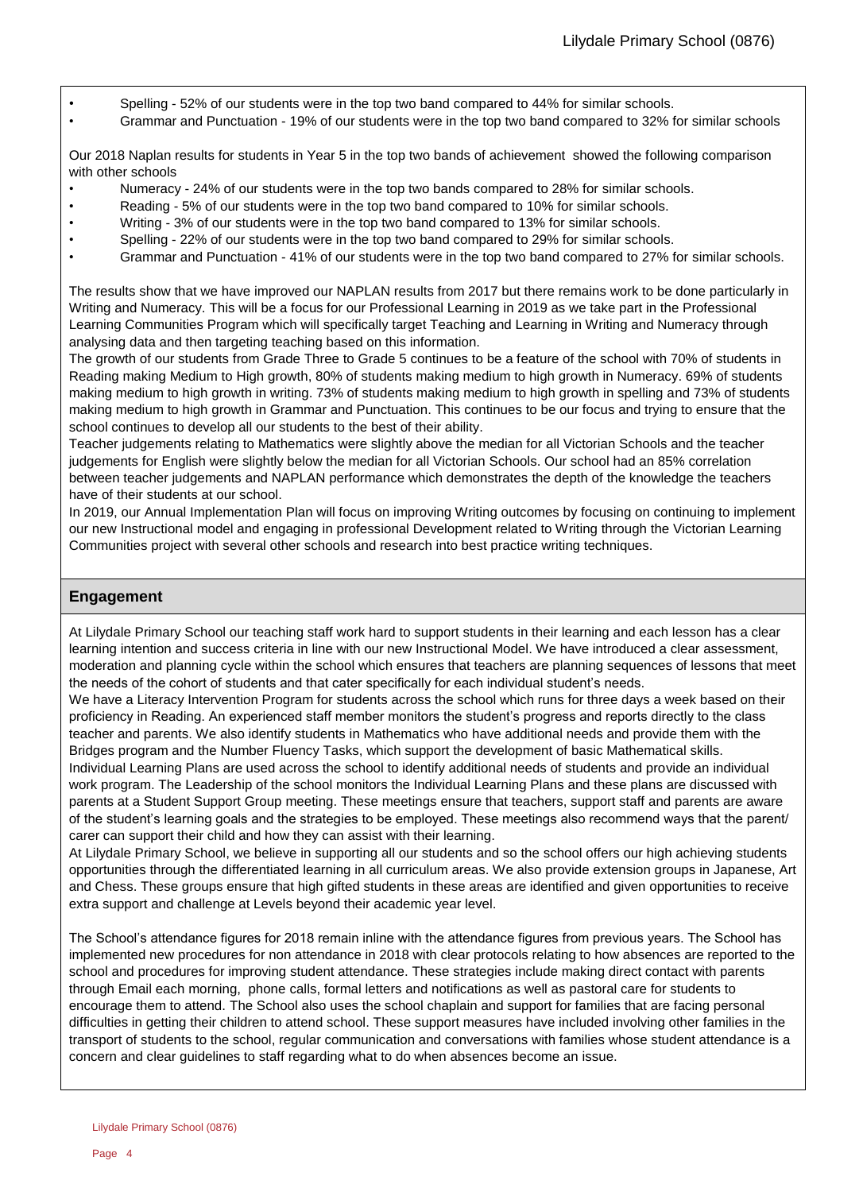- Spelling - 52% of our students were in the top two band compared to 44% for similar schools.
- Grammar and Punctuation - 19% of our students were in the top two band compared to 32% for similar schools

Our 2018 Naplan results for students in Year 5 in the top two bands of achievement showed the following comparison with other schools

- Numeracy - 24% of our students were in the top two bands compared to 28% for similar schools.
- Reading - 5% of our students were in the top two band compared to 10% for similar schools.
- Writing - 3% of our students were in the top two band compared to 13% for similar schools.
- Spelling - 22% of our students were in the top two band compared to 29% for similar schools.
- Grammar and Punctuation - 41% of our students were in the top two band compared to 27% for similar schools.

The results show that we have improved our NAPLAN results from 2017 but there remains work to be done particularly in Writing and Numeracy. This will be a focus for our Professional Learning in 2019 as we take part in the Professional Learning Communities Program which will specifically target Teaching and Learning in Writing and Numeracy through analysing data and then targeting teaching based on this information.

The growth of our students from Grade Three to Grade 5 continues to be a feature of the school with 70% of students in Reading making Medium to High growth, 80% of students making medium to high growth in Numeracy. 69% of students making medium to high growth in writing. 73% of students making medium to high growth in spelling and 73% of students making medium to high growth in Grammar and Punctuation. This continues to be our focus and trying to ensure that the school continues to develop all our students to the best of their ability.

Teacher judgements relating to Mathematics were slightly above the median for all Victorian Schools and the teacher judgements for English were slightly below the median for all Victorian Schools. Our school had an 85% correlation between teacher judgements and NAPLAN performance which demonstrates the depth of the knowledge the teachers have of their students at our school.

In 2019, our Annual Implementation Plan will focus on improving Writing outcomes by focusing on continuing to implement our new Instructional model and engaging in professional Development related to Writing through the Victorian Learning Communities project with several other schools and research into best practice writing techniques.

## Engagement

At Lilydale Primary School our teaching staff work hard to support students in their learning and each lesson has a clear learning intention and success criteria in line with our new Instructional Model. We have introduced a clear assessment, moderation and planning cycle within the school which ensures that teachers are planning sequences of lessons that meet the needs of the cohort of students and that cater specifically for each individual student's needs.

We have a Literacy Intervention Program for students across the school which runs for three days a week based on their proficiency in Reading. An experienced staff member monitors the student's progress and reports directly to the class teacher and parents. We also identify students in Mathematics who have additional needs and provide them with the Bridges program and the Number Fluency Tasks, which support the development of basic Mathematical skills.

Individual Learning Plans are used across the school to identify additional needs of students and provide an individual work program. The Leadership of the school monitors the Individual Learning Plans and these plans are discussed with parents at a Student Support Group meeting. These meetings ensure that teachers, support staff and parents are aware of the student's learning goals and the strategies to be employed. These meetings also recommend ways that the parent/ carer can support their child and how they can assist with their learning.

At Lilydale Primary School, we believe in supporting all our students and so the school offers our high achieving students opportunities through the differentiated learning in all curriculum areas. We also provide extension groups in Japanese, Art and Chess. These groups ensure that high gifted students in these areas are identified and given opportunities to receive extra support and challenge at Levels beyond their academic year level.

The School's attendance figures for 2018 remain inline with the attendance figures from previous years. The School has implemented new procedures for non attendance in 2018 with clear protocols relating to how absences are reported to the school and procedures for improving student attendance. These strategies include making direct contact with parents through Email each morning, phone calls, formal letters and notifications as well as pastoral care for students to encourage them to attend. The School also uses the school chaplain and support for families that are facing personal difficulties in getting their children to attend school. These support measures have included involving other families in the transport of students to the school, regular communication and conversations with families whose student attendance is a concern and clear guidelines to staff regarding what to do when absences become an issue.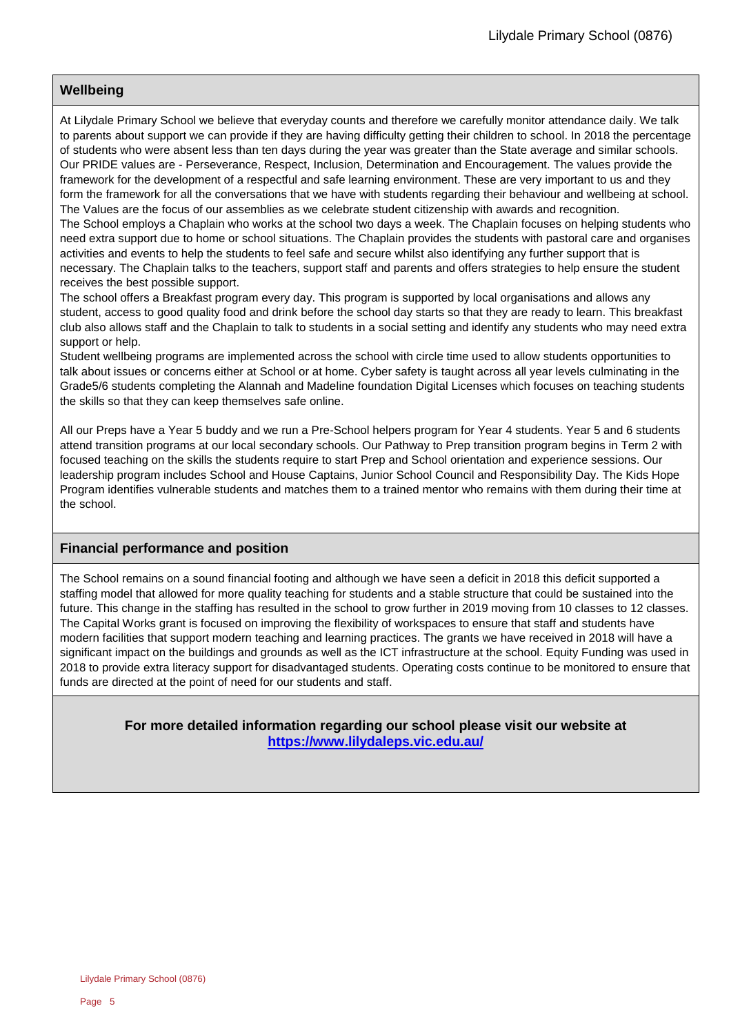## Wellbeing

At Lilydale Primary School we believe that everyday counts and therefore we carefully monitor attendance daily. We talk to parents about support we can provide if they are having difficulty getting their children to school. In 2018 the percentage of students who were absent less than ten days during the year was greater than the State average and similar schools. Our PRIDE values are - Perseverance, Respect, Inclusion, Determination and Encouragement. The values provide the framework for the development of a respectful and safe learning environment. These are very important to us and they form the framework for all the conversations that we have with students regarding their behaviour and wellbeing at school. The Values are the focus of our assemblies as we celebrate student citizenship with awards and recognition.
The School employs a Chaplain who works at the school two days a week. The Chaplain focuses on helping students who need extra support due to home or school situations. The Chaplain provides the students with pastoral care and organises activities and events to help the students to feel safe and secure whilst also identifying any further support that is necessary. The Chaplain talks to the teachers, support staff and parents and offers strategies to help ensure the student receives the best possible support.
The school offers a Breakfast program every day. This program is supported by local organisations and allows any student, access to good quality food and drink before the school day starts so that they are ready to learn. This breakfast club also allows staff and the Chaplain to talk to students in a social setting and identify any students who may need extra support or help.
Student wellbeing programs are implemented across the school with circle time used to allow students opportunities to talk about issues or concerns either at School or at home. Cyber safety is taught across all year levels culminating in the Grade5/6 students completing the Alannah and Madeline foundation Digital Licenses which focuses on teaching students the skills so that they can keep themselves safe online.

All our Preps have a Year 5 buddy and we run a Pre-School helpers program for Year 4 students. Year 5 and 6 students attend transition programs at our local secondary schools. Our Pathway to Prep transition program begins in Term 2 with focused teaching on the skills the students require to start Prep and School orientation and experience sessions. Our leadership program includes School and House Captains, Junior School Council and Responsibility Day. The Kids Hope Program identifies vulnerable students and matches them to a trained mentor who remains with them during their time at the school.

## Financial performance and position

The School remains on a sound financial footing and although we have seen a deficit in 2018 this deficit supported a staffing model that allowed for more quality teaching for students and a stable structure that could be sustained into the future. This change in the staffing has resulted in the school to grow further in 2019 moving from 10 classes to 12 classes. The Capital Works grant is focused on improving the flexibility of workspaces to ensure that staff and students have modern facilities that support modern teaching and learning practices. The grants we have received in 2018 will have a significant impact on the buildings and grounds as well as the ICT infrastructure at the school. Equity Funding was used in 2018 to provide extra literacy support for disadvantaged students. Operating costs continue to be monitored to ensure that funds are directed at the point of need for our students and staff.

**For more detailed information regarding our school please visit our website at [https://www.lilydaleps.vic.edu.au/](https://www.lilydaleps.vic.edu.au/)**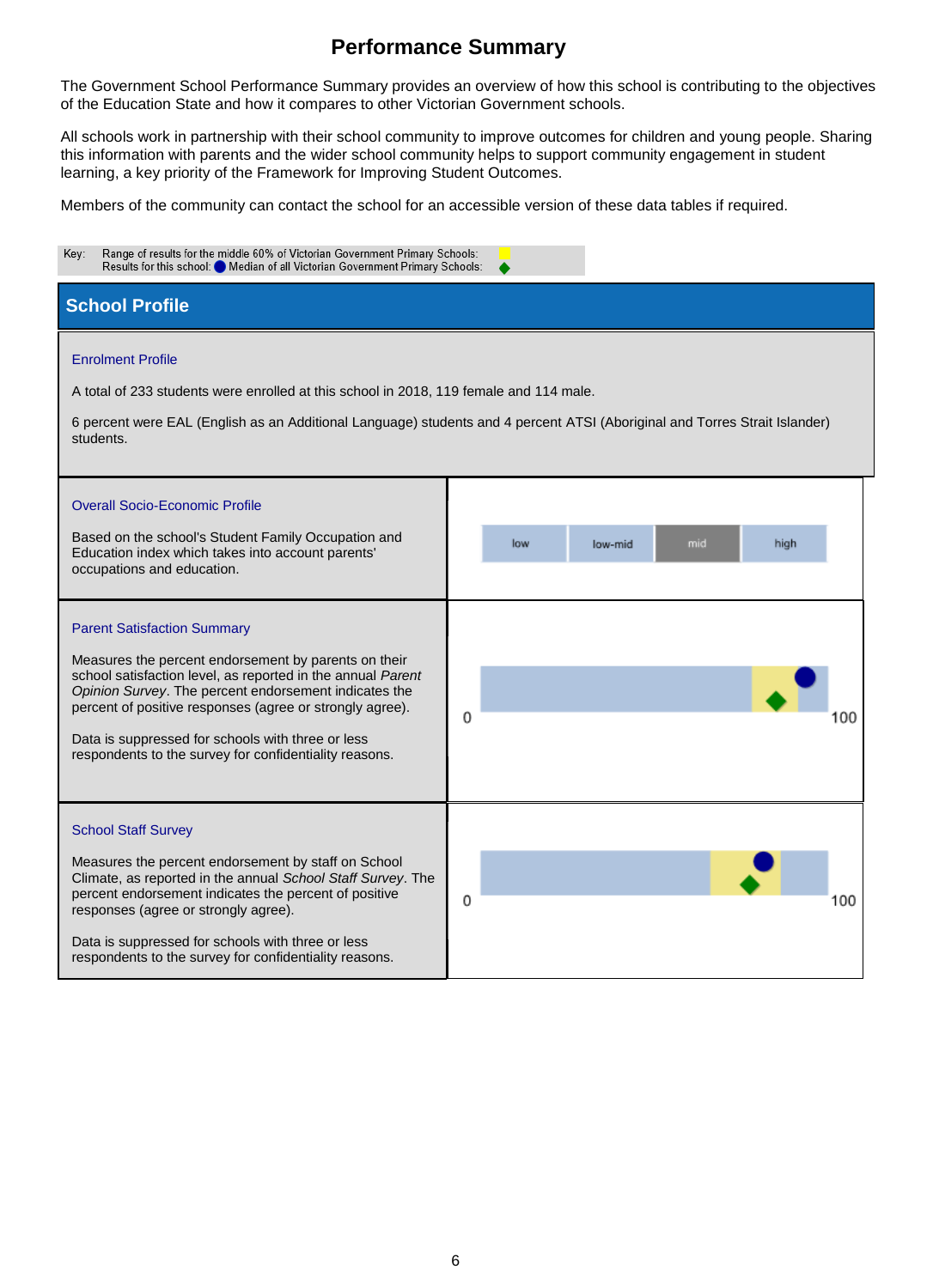# Performance Summary

The Government School Performance Summary provides an overview of how this school is contributing to the objectives of the Education State and how it compares to other Victorian Government schools.

All schools work in partnership with their school community to improve outcomes for children and young people. Sharing this information with parents and the wider school community helps to support community engagement in student learning, a key priority of the Framework for Improving Student Outcomes.

Members of the community can contact the school for an accessible version of these data tables if required.

Key: Range of results for the middle 60% of Victorian Government Primary Schools:
Results for this school: ● Median of all Victorian Government Primary Schools: ◆

## School Profile

### Enrolment Profile

A total of 233 students were enrolled at this school in 2018, 119 female and 114 male.

6 percent were EAL (English as an Additional Language) students and 4 percent ATSI (Aboriginal and Torres Strait Islander) students.

### Overall Socio-Economic Profile

Based on the school's Student Family Occupation and Education index which takes into account parents' occupations and education.

| low | low-mid | mid | high |
|---|---|---|---|

### Parent Satisfaction Summary

Measures the percent endorsement by parents on their school satisfaction level, as reported in the annual *Parent Opinion Survey*. The percent endorsement indicates the percent of positive responses (agree or strongly agree).

Data is suppressed for schools with three or less respondents to the survey for confidentiality reasons.

0 100

### School Staff Survey

Measures the percent endorsement by staff on School Climate, as reported in the annual *School Staff Survey*. The percent endorsement indicates the percent of positive responses (agree or strongly agree).

Data is suppressed for schools with three or less respondents to the survey for confidentiality reasons.

0 100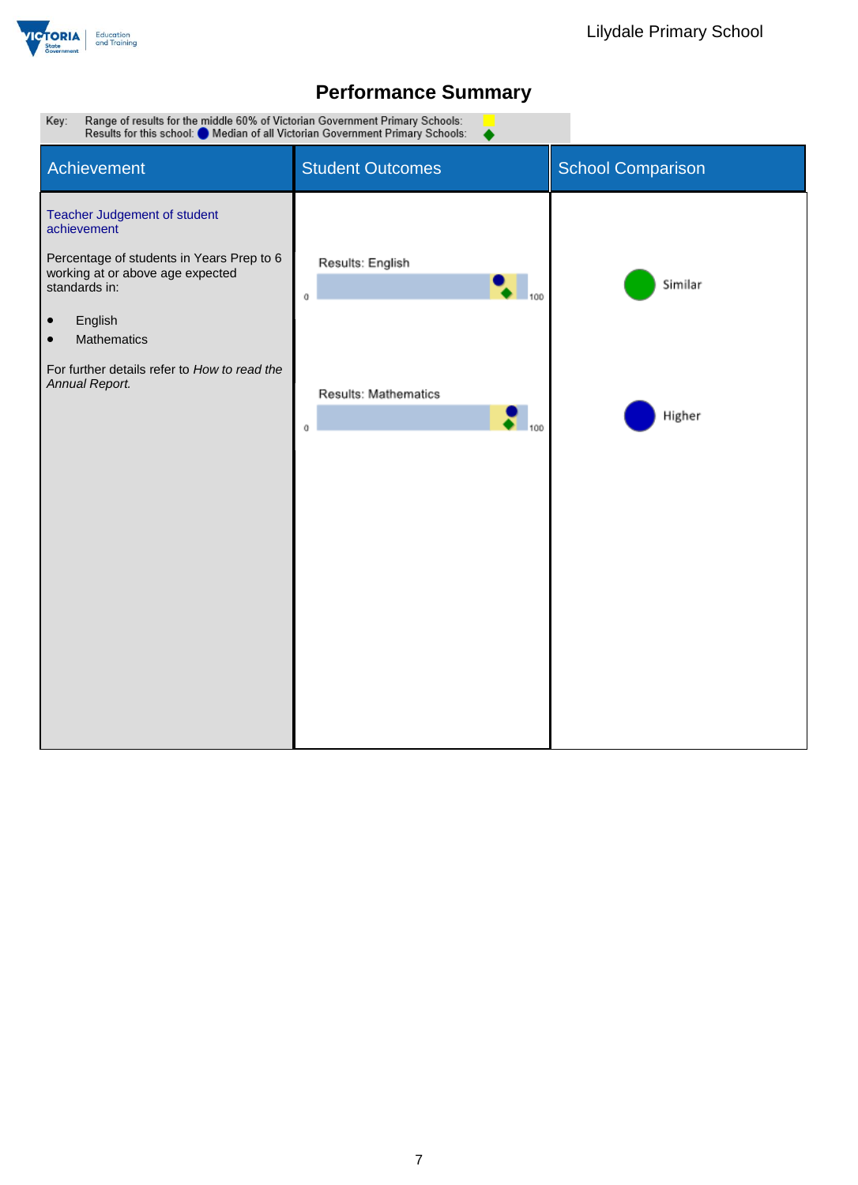# Performance Summary

Key: Range of results for the middle 60% of Victorian Government Primary Schools: (yellow)
Results for this school: ● Median of all Victorian Government Primary Schools: ◆

| Achievement | Student Outcomes | School Comparison |
|---|---|---|
| Teacher Judgement of student achievement<br><br>Percentage of students in Years Prep to 6 working at or above age expected standards in:<br><br>• English<br>• Mathematics<br><br>For further details refer to *How to read the Annual Report.* | Results: English (0–100)<br><br>Results: Mathematics (0–100) | Similar<br><br>Higher |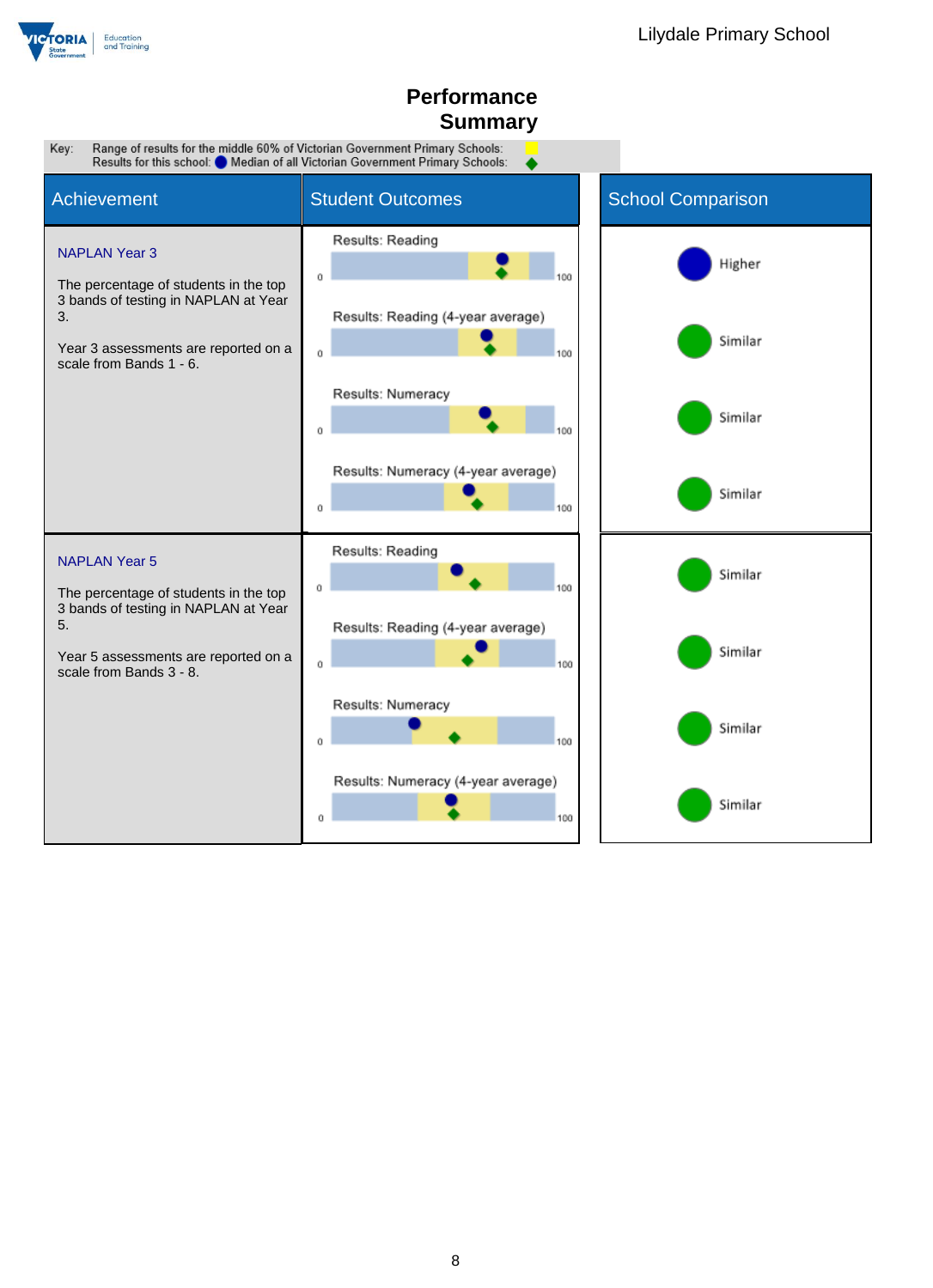# Performance Summary

Key: Range of results for the middle 60% of Victorian Government Primary Schools: (yellow)
Results for this school: ● Median of all Victorian Government Primary Schools: ◆

| Achievement | Student Outcomes | School Comparison |
| --- | --- | --- |
| **NAPLAN Year 3**<br><br>The percentage of students in the top 3 bands of testing in NAPLAN at Year 3.<br><br>Year 3 assessments are reported on a scale from Bands 1 - 6. | Results: Reading (0–100) | Higher |
| | Results: Reading (4-year average) (0–100) | Similar |
| | Results: Numeracy (0–100) | Similar |
| | Results: Numeracy (4-year average) (0–100) | Similar |
| **NAPLAN Year 5**<br><br>The percentage of students in the top 3 bands of testing in NAPLAN at Year 5.<br><br>Year 5 assessments are reported on a scale from Bands 3 - 8. | Results: Reading (0–100) | Similar |
| | Results: Reading (4-year average) (0–100) | Similar |
| | Results: Numeracy (0–100) | Similar |
| | Results: Numeracy (4-year average) (0–100) | Similar |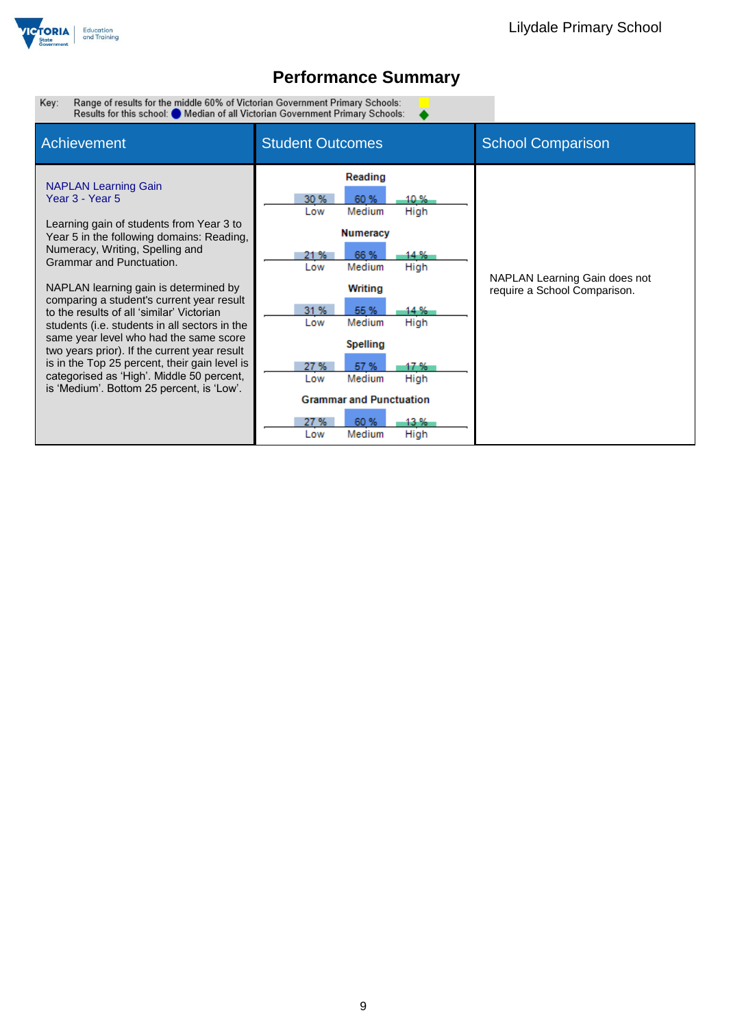## Performance Summary

Key: Range of results for the middle 60% of Victorian Government Primary Schools:
Results for this school: Median of all Victorian Government Primary Schools:

| Achievement | Student Outcomes | School Comparison |
|---|---|---|
| **NAPLAN Learning Gain**<br>**Year 3 - Year 5**<br><br>Learning gain of students from Year 3 to Year 5 in the following domains: Reading, Numeracy, Writing, Spelling and Grammar and Punctuation.<br><br>NAPLAN learning gain is determined by comparing a student's current year result to the results of all 'similar' Victorian students (i.e. students in all sectors in the same year level who had the same score two years prior). If the current year result is in the Top 25 percent, their gain level is categorised as 'High'. Middle 50 percent, is 'Medium'. Bottom 25 percent, is 'Low'. | **Reading**: Low 30 %, Medium 60 %, High 10 %<br>**Numeracy**: Low 21 %, Medium 66 %, High 14 %<br>**Writing**: Low 31 %, Medium 55 %, High 14 %<br>**Spelling**: Low 27 %, Medium 57 %, High 17 %<br>**Grammar and Punctuation**: Low 27 %, Medium 60 %, High 13 % | NAPLAN Learning Gain does not require a School Comparison. |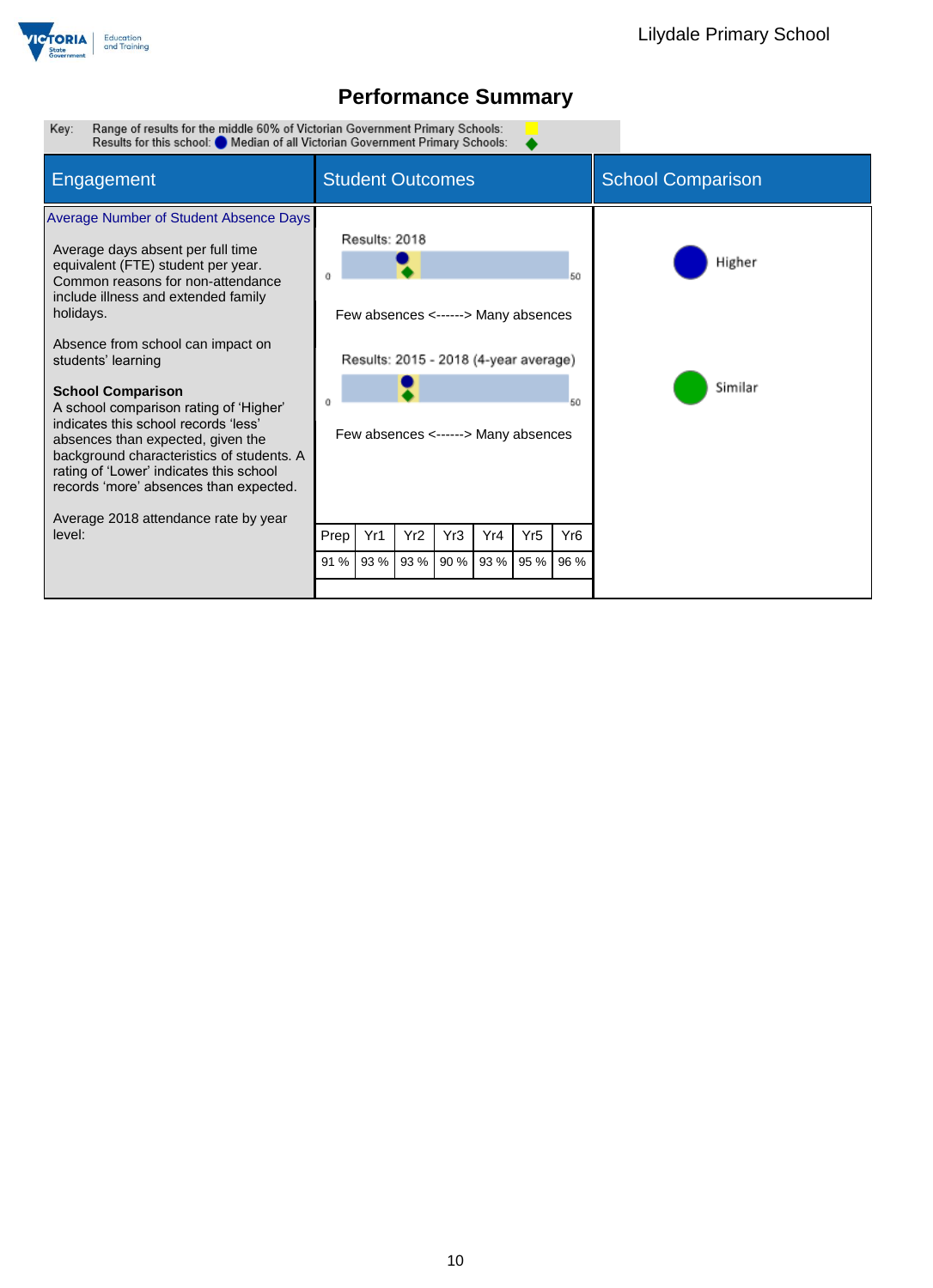## Performance Summary

Key: Range of results for the middle 60% of Victorian Government Primary Schools:
Results for this school: ● Median of all Victorian Government Primary Schools: ◆

| Engagement | Student Outcomes | School Comparison |
|---|---|---|

### Average Number of Student Absence Days

Average days absent per full time equivalent (FTE) student per year. Common reasons for non-attendance include illness and extended family holidays.

Absence from school can impact on students' learning

**School Comparison**
A school comparison rating of 'Higher' indicates this school records 'less' absences than expected, given the background characteristics of students. A rating of 'Lower' indicates this school records 'more' absences than expected.

Results: 2018

0 — 50

Few absences <------> Many absences

School Comparison: Higher

Results: 2015 - 2018 (4-year average)

0 — 50

Few absences <------> Many absences

School Comparison: Similar

Average 2018 attendance rate by year level:

| Prep | Yr1 | Yr2 | Yr3 | Yr4 | Yr5 | Yr6 |
|---|---|---|---|---|---|---|
| 91 % | 93 % | 93 % | 90 % | 93 % | 95 % | 96 % |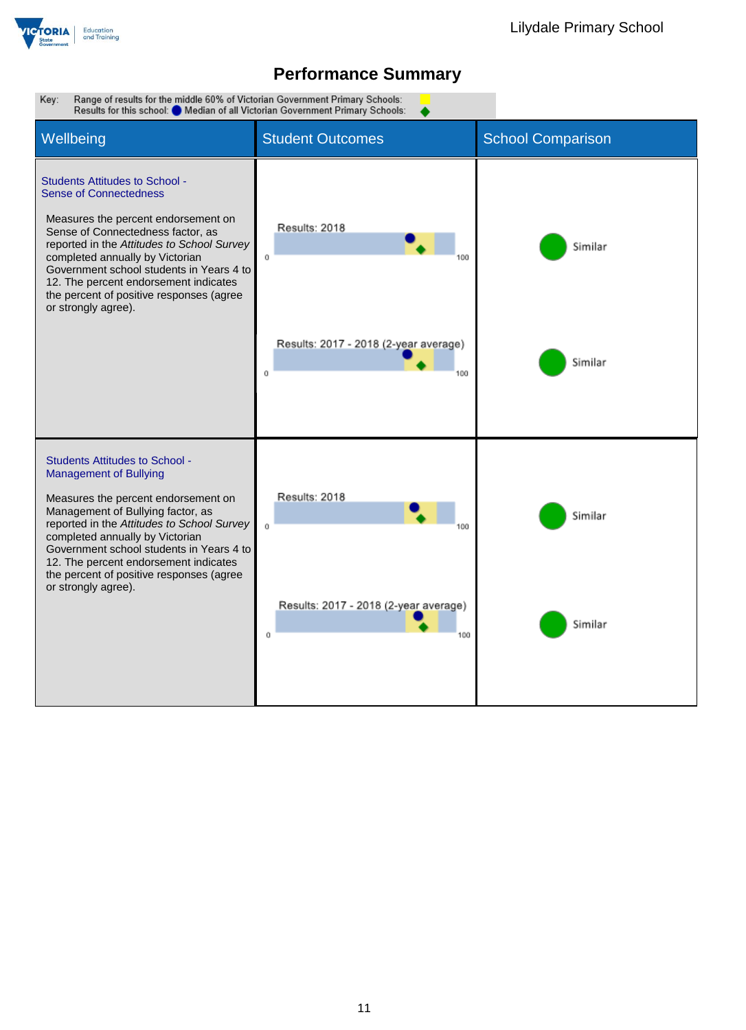## Performance Summary

Key: Range of results for the middle 60% of Victorian Government Primary Schools:
Results for this school: Median of all Victorian Government Primary Schools:

| Wellbeing | Student Outcomes | School Comparison |
|---|---|---|
| **Students Attitudes to School - Sense of Connectedness**<br><br>Measures the percent endorsement on Sense of Connectedness factor, as reported in the *Attitudes to School Survey* completed annually by Victorian Government school students in Years 4 to 12. The percent endorsement indicates the percent of positive responses (agree or strongly agree). | Results: 2018 (0–100)<br><br>Results: 2017 - 2018 (2-year average) (0–100) | Similar<br><br>Similar |
| **Students Attitudes to School - Management of Bullying**<br><br>Measures the percent endorsement on Management of Bullying factor, as reported in the *Attitudes to School Survey* completed annually by Victorian Government school students in Years 4 to 12. The percent endorsement indicates the percent of positive responses (agree or strongly agree). | Results: 2018 (0–100)<br><br>Results: 2017 - 2018 (2-year average) (0–100) | Similar<br><br>Similar |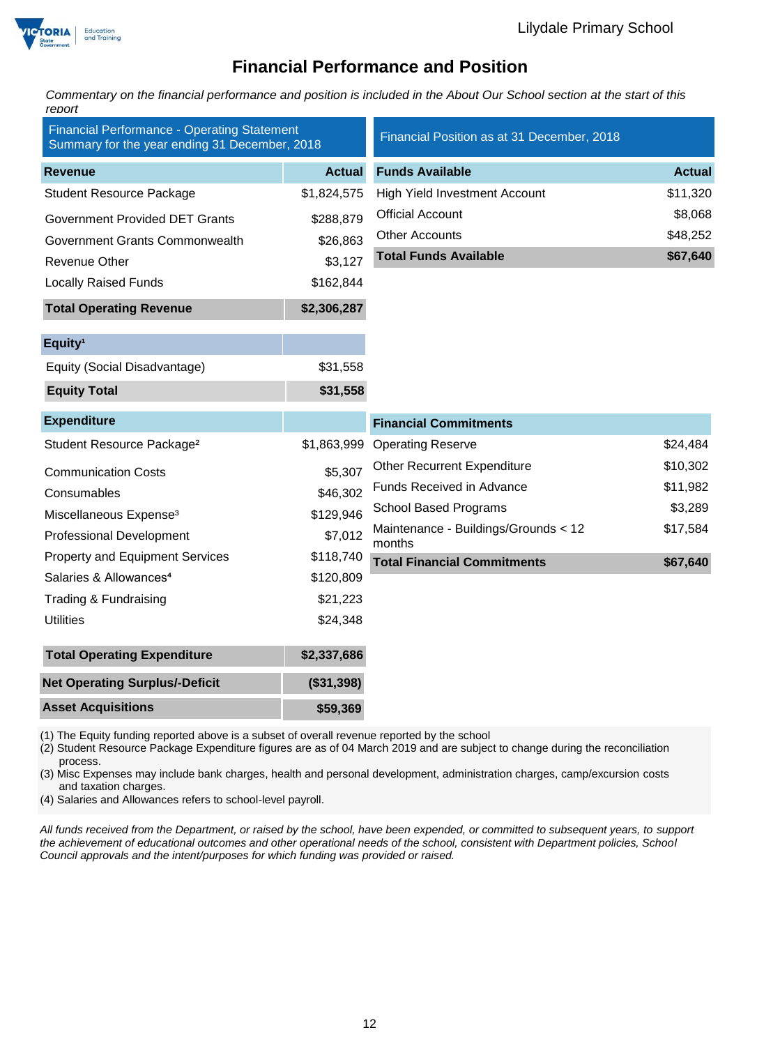# Financial Performance and Position

*Commentary on the financial performance and position is included in the About Our School section at the start of this report*

**Financial Performance - Operating Statement Summary for the year ending 31 December, 2018**

| Revenue | Actual |
|---|---|
| Student Resource Package | $1,824,575 |
| Government Provided DET Grants | $288,879 |
| Government Grants Commonwealth | $26,863 |
| Revenue Other | $3,127 |
| Locally Raised Funds | $162,844 |
| **Total Operating Revenue** | **$2,306,287** |

| Equity[1] | |
|---|---|
| Equity (Social Disadvantage) | $31,558 |
| **Equity Total** | **$31,558** |

| Expenditure | |
|---|---|
| Student Resource Package[2] | $1,863,999 |
| Communication Costs | $5,307 |
| Consumables | $46,302 |
| Miscellaneous Expense[3] | $129,946 |
| Professional Development | $7,012 |
| Property and Equipment Services | $118,740 |
| Salaries & Allowances[4] | $120,809 |
| Trading & Fundraising | $21,223 |
| Utilities | $24,348 |
| **Total Operating Expenditure** | **$2,337,686** |
| **Net Operating Surplus/-Deficit** | **($31,398)** |
| **Asset Acquisitions** | **$59,369** |

**Financial Position as at 31 December, 2018**

| Funds Available | Actual |
|---|---|
| High Yield Investment Account | $11,320 |
| Official Account | $8,068 |
| Other Accounts | $48,252 |
| **Total Funds Available** | **$67,640** |

| Financial Commitments | |
|---|---|
| Operating Reserve | $24,484 |
| Other Recurrent Expenditure | $10,302 |
| Funds Received in Advance | $11,982 |
| School Based Programs | $3,289 |
| Maintenance - Buildings/Grounds < 12 months | $17,584 |
| **Total Financial Commitments** | **$67,640** |

(1) The Equity funding reported above is a subset of overall revenue reported by the school
(2) Student Resource Package Expenditure figures are as of 04 March 2019 and are subject to change during the reconciliation process.
(3) Misc Expenses may include bank charges, health and personal development, administration charges, camp/excursion costs and taxation charges.
(4) Salaries and Allowances refers to school-level payroll.

*All funds received from the Department, or raised by the school, have been expended, or committed to subsequent years, to support the achievement of educational outcomes and other operational needs of the school, consistent with Department policies, School Council approvals and the intent/purposes for which funding was provided or raised.*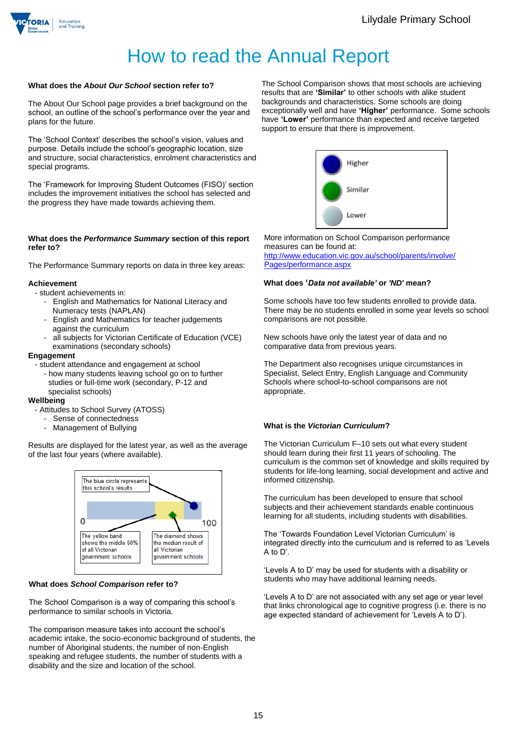# How to read the Annual Report

**What does the *About Our School* section refer to?**

The About Our School page provides a brief background on the school, an outline of the school's performance over the year and plans for the future.

The 'School Context' describes the school's vision, values and purpose. Details include the school's geographic location, size and structure, social characteristics, enrolment characteristics and special programs.

The 'Framework for Improving Student Outcomes (FISO)' section includes the improvement initiatives the school has selected and the progress they have made towards achieving them.

**What does the *Performance Summary* section of this report refer to?**

The Performance Summary reports on data in three key areas:

**Achievement**
- student achievements in:
  - English and Mathematics for National Literacy and Numeracy tests (NAPLAN)
  - English and Mathematics for teacher judgements against the curriculum
  - all subjects for Victorian Certificate of Education (VCE) examinations (secondary schools)

**Engagement**
- student attendance and engagement at school
  - how many students leaving school go on to further studies or full-time work (secondary, P-12 and specialist schools)

**Wellbeing**
- Attitudes to School Survey (ATOSS)
  - Sense of connectedness
  - Management of Bullying

Results are displayed for the latest year, as well as the average of the last four years (where available).

The blue circle represents this school's results

0

100

The yellow band shows the middle 60% of all Victorian government schools

The diamond shows the median result of all Victorian government schools

**What does *School Comparison* refer to?**

The School Comparison is a way of comparing this school's performance to similar schools in Victoria.

The comparison measure takes into account the school's academic intake, the socio-economic background of students, the number of Aboriginal students, the number of non-English speaking and refugee students, the number of students with a disability and the size and location of the school.

The School Comparison shows that most schools are achieving results that are **'Similar'** to other schools with alike student backgrounds and characteristics. Some schools are doing exceptionally well and have **'Higher'** performance. Some schools have **'Lower'** performance than expected and receive targeted support to ensure that there is improvement.

Higher

Similar

Lower

More information on School Comparison performance measures can be found at:
http://www.education.vic.gov.au/school/parents/involve/Pages/performance.aspx

**What does '*Data not available'* or *'ND'* mean?**

Some schools have too few students enrolled to provide data. There may be no students enrolled in some year levels so school comparisons are not possible.

New schools have only the latest year of data and no comparative data from previous years.

The Department also recognises unique circumstances in Specialist, Select Entry, English Language and Community Schools where school-to-school comparisons are not appropriate.

**What is the *Victorian Curriculum*?**

The Victorian Curriculum F–10 sets out what every student should learn during their first 11 years of schooling. The curriculum is the common set of knowledge and skills required by students for life-long learning, social development and active and informed citizenship.

The curriculum has been developed to ensure that school subjects and their achievement standards enable continuous learning for all students, including students with disabilities.

The 'Towards Foundation Level Victorian Curriculum' is integrated directly into the curriculum and is referred to as 'Levels A to D'.

'Levels A to D' may be used for students with a disability or students who may have additional learning needs.

'Levels A to D' are not associated with any set age or year level that links chronological age to cognitive progress (i.e. there is no age expected standard of achievement for 'Levels A to D').